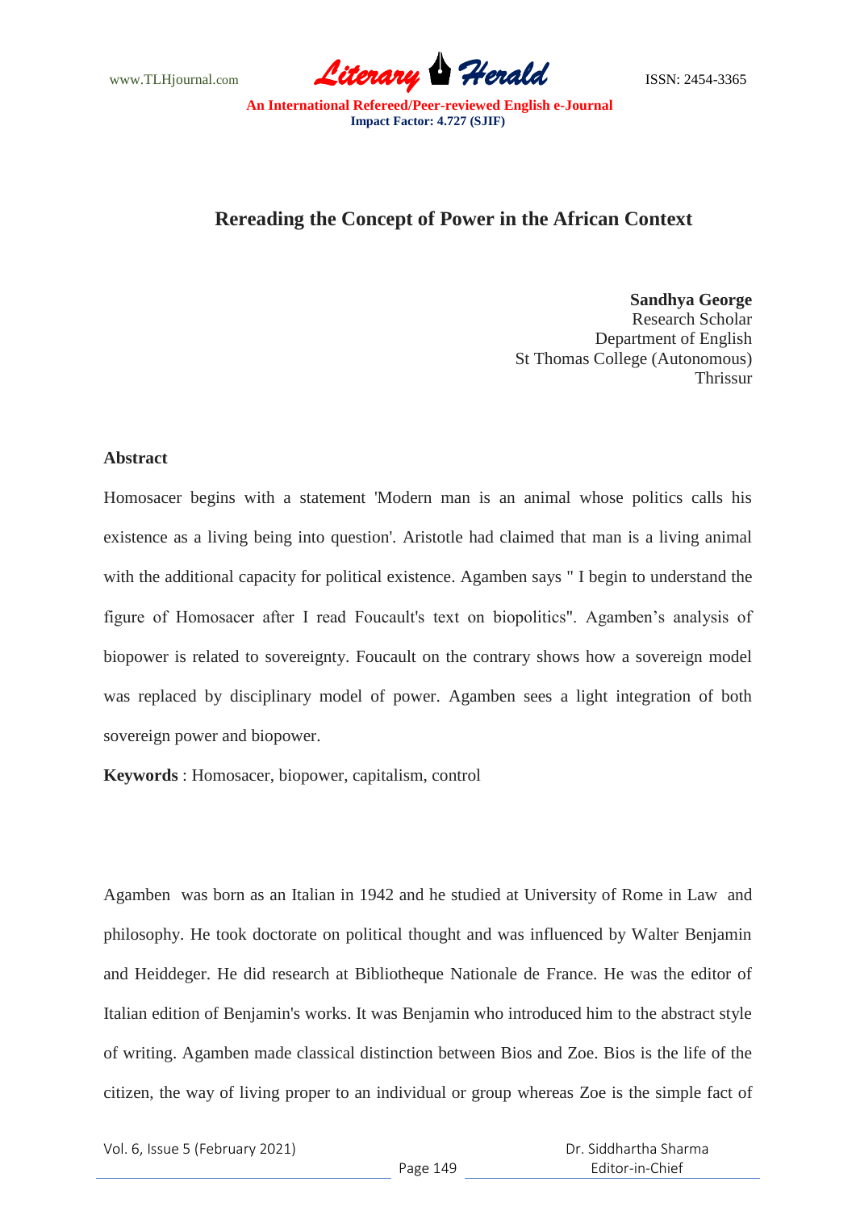# Rereading the Concept of Power in the African Context

**Sandhya George**
Research Scholar
Department of English
St Thomas College (Autonomous)
Thrissur

## Abstract

Homosacer begins with a statement 'Modern man is an animal whose politics calls his existence as a living being into question'. Aristotle had claimed that man is a living animal with the additional capacity for political existence. Agamben says " I begin to understand the figure of Homosacer after I read Foucault's text on biopolitics". Agamben's analysis of biopower is related to sovereignty. Foucault on the contrary shows how a sovereign model was replaced by disciplinary model of power. Agamben sees a light integration of both sovereign power and biopower.

**Keywords** : Homosacer, biopower, capitalism, control

Agamben was born as an Italian in 1942 and he studied at University of Rome in Law and philosophy. He took doctorate on political thought and was influenced by Walter Benjamin and Heiddeger. He did research at Bibliotheque Nationale de France. He was the editor of Italian edition of Benjamin's works. It was Benjamin who introduced him to the abstract style of writing. Agamben made classical distinction between Bios and Zoe. Bios is the life of the citizen, the way of living proper to an individual or group whereas Zoe is the simple fact of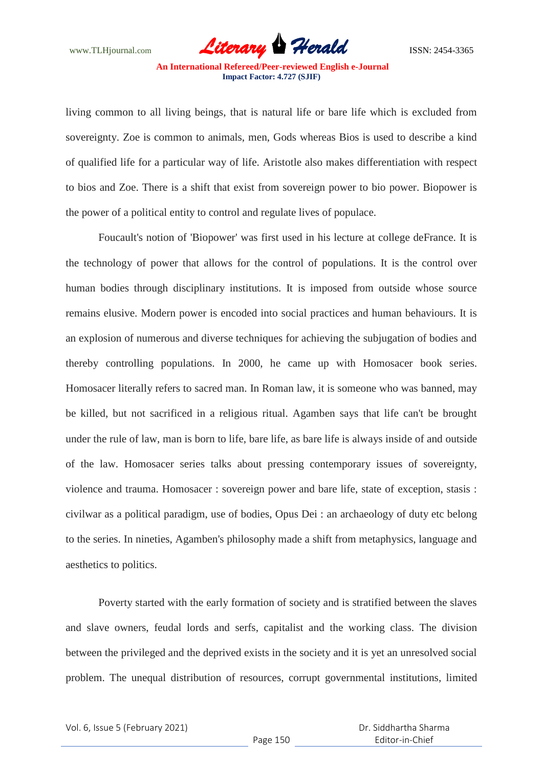living common to all living beings, that is natural life or bare life which is excluded from sovereignty. Zoe is common to animals, men, Gods whereas Bios is used to describe a kind of qualified life for a particular way of life. Aristotle also makes differentiation with respect to bios and Zoe. There is a shift that exist from sovereign power to bio power. Biopower is the power of a political entity to control and regulate lives of populace.

Foucault's notion of 'Biopower' was first used in his lecture at college deFrance. It is the technology of power that allows for the control of populations. It is the control over human bodies through disciplinary institutions. It is imposed from outside whose source remains elusive. Modern power is encoded into social practices and human behaviours. It is an explosion of numerous and diverse techniques for achieving the subjugation of bodies and thereby controlling populations. In 2000, he came up with Homosacer book series. Homosacer literally refers to sacred man. In Roman law, it is someone who was banned, may be killed, but not sacrificed in a religious ritual. Agamben says that life can't be brought under the rule of law, man is born to life, bare life, as bare life is always inside of and outside of the law. Homosacer series talks about pressing contemporary issues of sovereignty, violence and trauma. Homosacer : sovereign power and bare life, state of exception, stasis : civilwar as a political paradigm, use of bodies, Opus Dei : an archaeology of duty etc belong to the series. In nineties, Agamben's philosophy made a shift from metaphysics, language and aesthetics to politics.

Poverty started with the early formation of society and is stratified between the slaves and slave owners, feudal lords and serfs, capitalist and the working class. The division between the privileged and the deprived exists in the society and it is yet an unresolved social problem. The unequal distribution of resources, corrupt governmental institutions, limited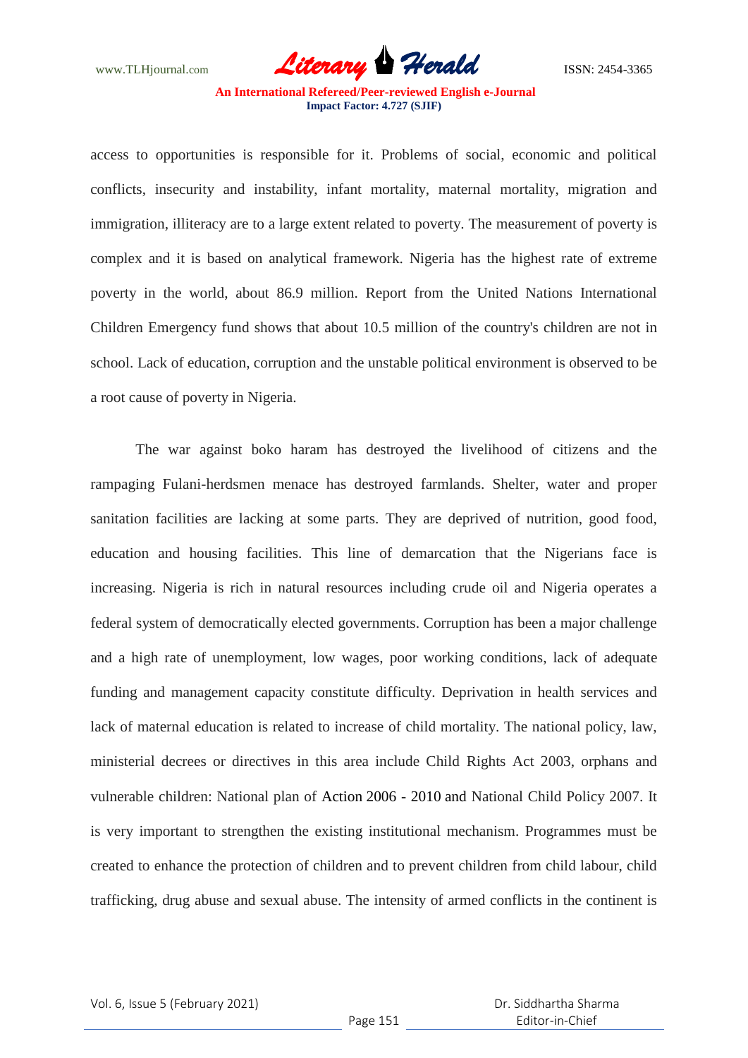access to opportunities is responsible for it. Problems of social, economic and political conflicts, insecurity and instability, infant mortality, maternal mortality, migration and immigration, illiteracy are to a large extent related to poverty. The measurement of poverty is complex and it is based on analytical framework. Nigeria has the highest rate of extreme poverty in the world, about 86.9 million. Report from the United Nations International Children Emergency fund shows that about 10.5 million of the country's children are not in school. Lack of education, corruption and the unstable political environment is observed to be a root cause of poverty in Nigeria.

The war against boko haram has destroyed the livelihood of citizens and the rampaging Fulani-herdsmen menace has destroyed farmlands. Shelter, water and proper sanitation facilities are lacking at some parts. They are deprived of nutrition, good food, education and housing facilities. This line of demarcation that the Nigerians face is increasing. Nigeria is rich in natural resources including crude oil and Nigeria operates a federal system of democratically elected governments. Corruption has been a major challenge and a high rate of unemployment, low wages, poor working conditions, lack of adequate funding and management capacity constitute difficulty. Deprivation in health services and lack of maternal education is related to increase of child mortality. The national policy, law, ministerial decrees or directives in this area include Child Rights Act 2003, orphans and vulnerable children: National plan of Action 2006 - 2010 and National Child Policy 2007. It is very important to strengthen the existing institutional mechanism. Programmes must be created to enhance the protection of children and to prevent children from child labour, child trafficking, drug abuse and sexual abuse. The intensity of armed conflicts in the continent is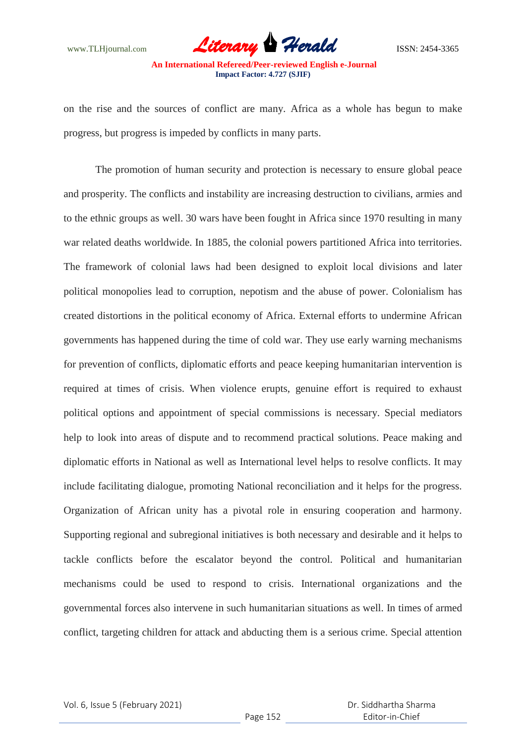on the rise and the sources of conflict are many. Africa as a whole has begun to make progress, but progress is impeded by conflicts in many parts.

The promotion of human security and protection is necessary to ensure global peace and prosperity. The conflicts and instability are increasing destruction to civilians, armies and to the ethnic groups as well. 30 wars have been fought in Africa since 1970 resulting in many war related deaths worldwide. In 1885, the colonial powers partitioned Africa into territories. The framework of colonial laws had been designed to exploit local divisions and later political monopolies lead to corruption, nepotism and the abuse of power. Colonialism has created distortions in the political economy of Africa. External efforts to undermine African governments has happened during the time of cold war. They use early warning mechanisms for prevention of conflicts, diplomatic efforts and peace keeping humanitarian intervention is required at times of crisis. When violence erupts, genuine effort is required to exhaust political options and appointment of special commissions is necessary. Special mediators help to look into areas of dispute and to recommend practical solutions. Peace making and diplomatic efforts in National as well as International level helps to resolve conflicts. It may include facilitating dialogue, promoting National reconciliation and it helps for the progress. Organization of African unity has a pivotal role in ensuring cooperation and harmony. Supporting regional and subregional initiatives is both necessary and desirable and it helps to tackle conflicts before the escalator beyond the control. Political and humanitarian mechanisms could be used to respond to crisis. International organizations and the governmental forces also intervene in such humanitarian situations as well. In times of armed conflict, targeting children for attack and abducting them is a serious crime. Special attention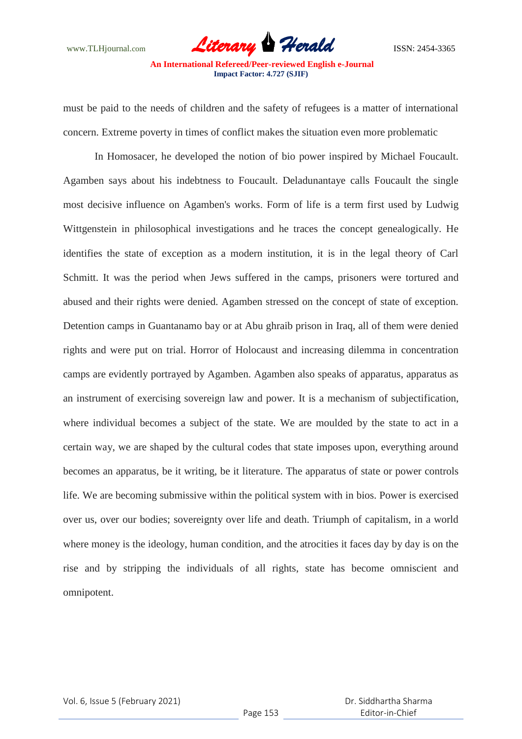must be paid to the needs of children and the safety of refugees is a matter of international concern. Extreme poverty in times of conflict makes the situation even more problematic

In Homosacer, he developed the notion of bio power inspired by Michael Foucault. Agamben says about his indebtness to Foucault. Deladunantaye calls Foucault the single most decisive influence on Agamben's works. Form of life is a term first used by Ludwig Wittgenstein in philosophical investigations and he traces the concept genealogically. He identifies the state of exception as a modern institution, it is in the legal theory of Carl Schmitt. It was the period when Jews suffered in the camps, prisoners were tortured and abused and their rights were denied. Agamben stressed on the concept of state of exception. Detention camps in Guantanamo bay or at Abu ghraib prison in Iraq, all of them were denied rights and were put on trial. Horror of Holocaust and increasing dilemma in concentration camps are evidently portrayed by Agamben. Agamben also speaks of apparatus, apparatus as an instrument of exercising sovereign law and power. It is a mechanism of subjectification, where individual becomes a subject of the state. We are moulded by the state to act in a certain way, we are shaped by the cultural codes that state imposes upon, everything around becomes an apparatus, be it writing, be it literature. The apparatus of state or power controls life. We are becoming submissive within the political system with in bios. Power is exercised over us, over our bodies; sovereignty over life and death. Triumph of capitalism, in a world where money is the ideology, human condition, and the atrocities it faces day by day is on the rise and by stripping the individuals of all rights, state has become omniscient and omnipotent.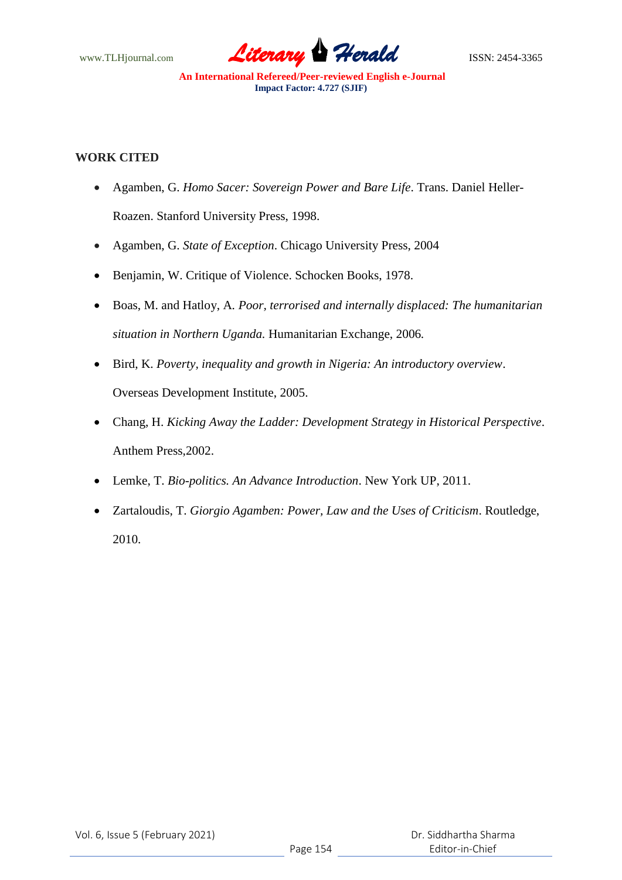## WORK CITED

- Agamben, G. *Homo Sacer: Sovereign Power and Bare Life*. Trans. Daniel Heller-Roazen. Stanford University Press, 1998.
- Agamben, G. *State of Exception*. Chicago University Press, 2004
- Benjamin, W. Critique of Violence. Schocken Books, 1978.
- Boas, M. and Hatloy, A. *Poor, terrorised and internally displaced: The humanitarian situation in Northern Uganda.* Humanitarian Exchange, 2006.
- Bird, K. *Poverty, inequality and growth in Nigeria: An introductory overview*. Overseas Development Institute, 2005.
- Chang, H. *Kicking Away the Ladder: Development Strategy in Historical Perspective*. Anthem Press,2002.
- Lemke, T. *Bio-politics. An Advance Introduction*. New York UP, 2011.
- Zartaloudis, T. *Giorgio Agamben: Power, Law and the Uses of Criticism*. Routledge, 2010.